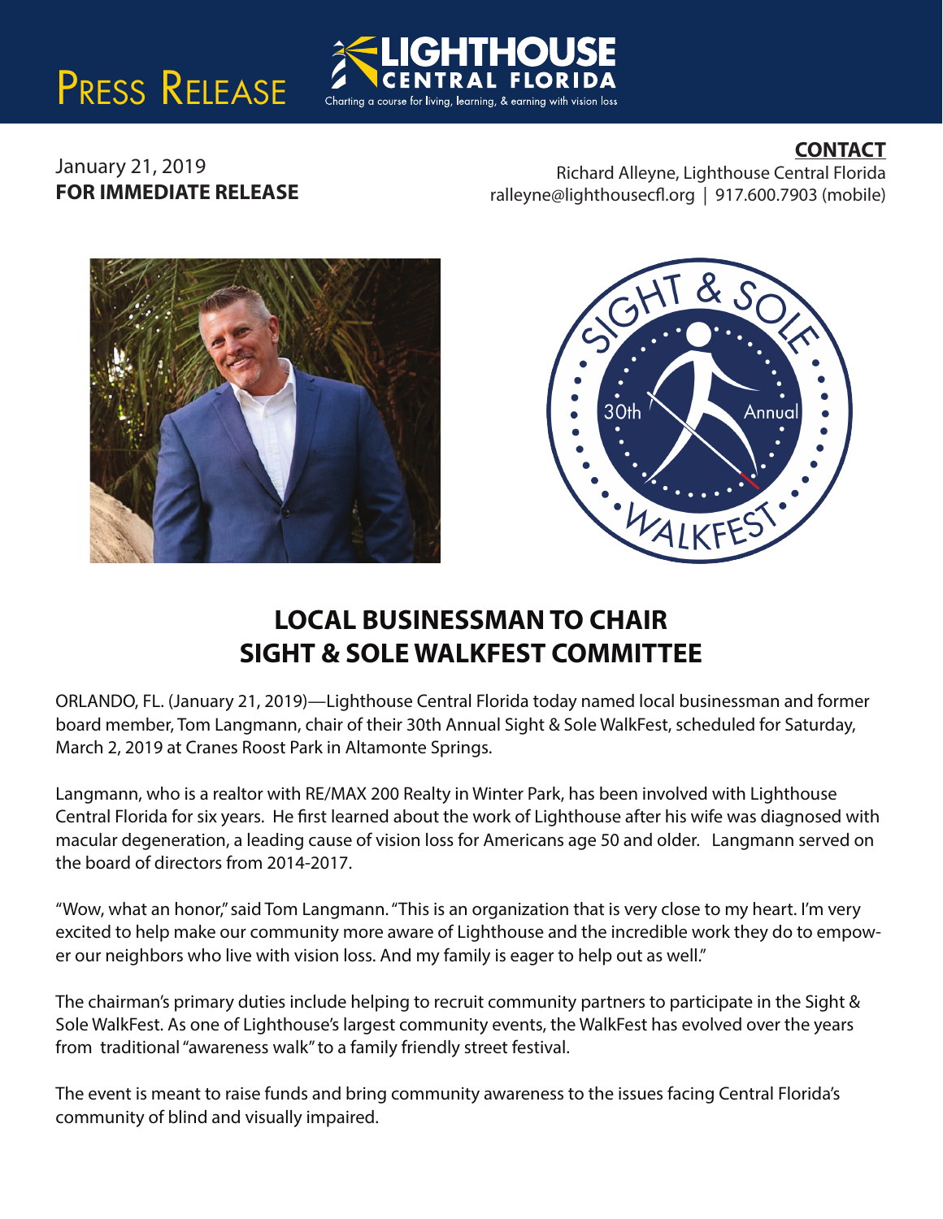PRESS RELEASE

LIGHTHOUSE CENTRAL FLORIDA
Charting a course for living, learning, & earning with vision loss

January 21, 2019
**FOR IMMEDIATE RELEASE**

**CONTACT**
Richard Alleyne, Lighthouse Central Florida
ralleyne@lighthousecfl.org | 917.600.7903 (mobile)

# LOCAL BUSINESSMAN TO CHAIR SIGHT & SOLE WALKFEST COMMITTEE

ORLANDO, FL. (January 21, 2019)—Lighthouse Central Florida today named local businessman and former board member, Tom Langmann, chair of their 30th Annual Sight & Sole WalkFest, scheduled for Saturday, March 2, 2019 at Cranes Roost Park in Altamonte Springs.

Langmann, who is a realtor with RE/MAX 200 Realty in Winter Park, has been involved with Lighthouse Central Florida for six years. He first learned about the work of Lighthouse after his wife was diagnosed with macular degeneration, a leading cause of vision loss for Americans age 50 and older. Langmann served on the board of directors from 2014-2017.

"Wow, what an honor," said Tom Langmann. "This is an organization that is very close to my heart. I'm very excited to help make our community more aware of Lighthouse and the incredible work they do to empower our neighbors who live with vision loss. And my family is eager to help out as well."

The chairman's primary duties include helping to recruit community partners to participate in the Sight & Sole WalkFest. As one of Lighthouse's largest community events, the WalkFest has evolved over the years from traditional "awareness walk" to a family friendly street festival.

The event is meant to raise funds and bring community awareness to the issues facing Central Florida's community of blind and visually impaired.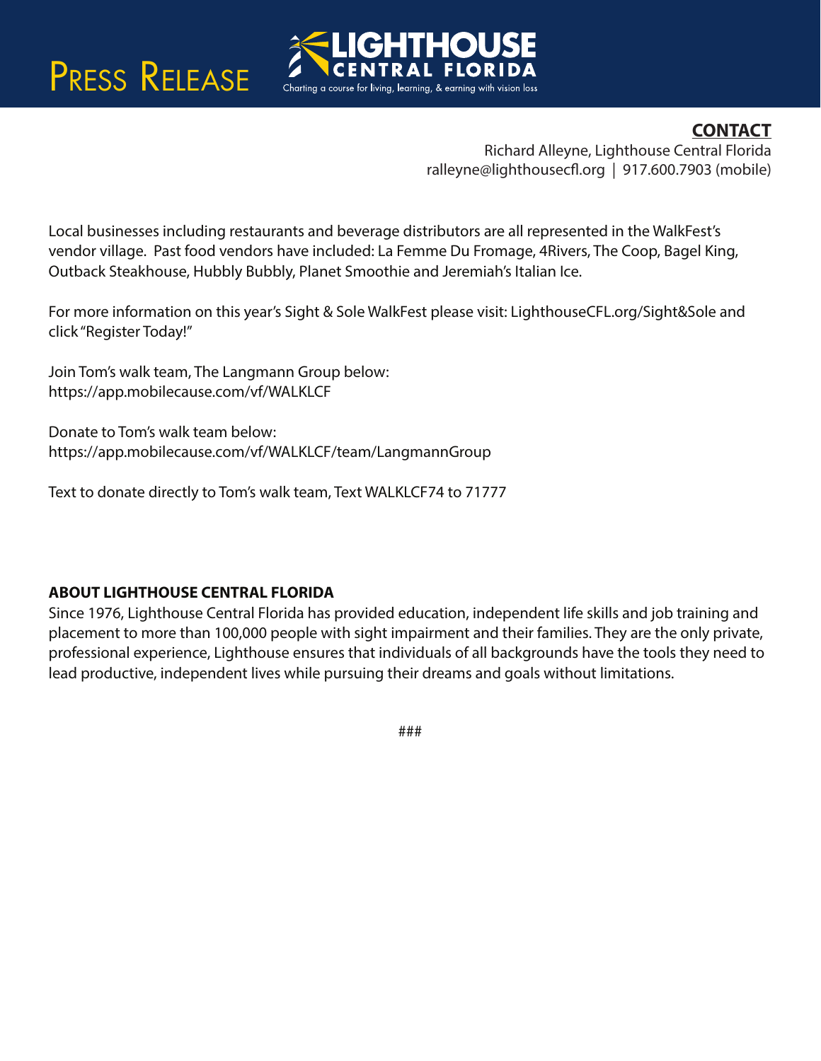# Press Release

**LIGHTHOUSE CENTRAL FLORIDA**
Charting a course for living, learning, & earning with vision loss

**CONTACT**
Richard Alleyne, Lighthouse Central Florida
ralleyne@lighthousecfl.org | 917.600.7903 (mobile)

Local businesses including restaurants and beverage distributors are all represented in the WalkFest's vendor village. Past food vendors have included: La Femme Du Fromage, 4Rivers, The Coop, Bagel King, Outback Steakhouse, Hubbly Bubbly, Planet Smoothie and Jeremiah's Italian Ice.

For more information on this year's Sight & Sole WalkFest please visit: LighthouseCFL.org/Sight&Sole and click "Register Today!"

Join Tom's walk team, The Langmann Group below:
https://app.mobilecause.com/vf/WALKLCF

Donate to Tom's walk team below:
https://app.mobilecause.com/vf/WALKLCF/team/LangmannGroup

Text to donate directly to Tom's walk team, Text WALKLCF74 to 71777

**ABOUT LIGHTHOUSE CENTRAL FLORIDA**
Since 1976, Lighthouse Central Florida has provided education, independent life skills and job training and placement to more than 100,000 people with sight impairment and their families. They are the only private, professional experience, Lighthouse ensures that individuals of all backgrounds have the tools they need to lead productive, independent lives while pursuing their dreams and goals without limitations.

###